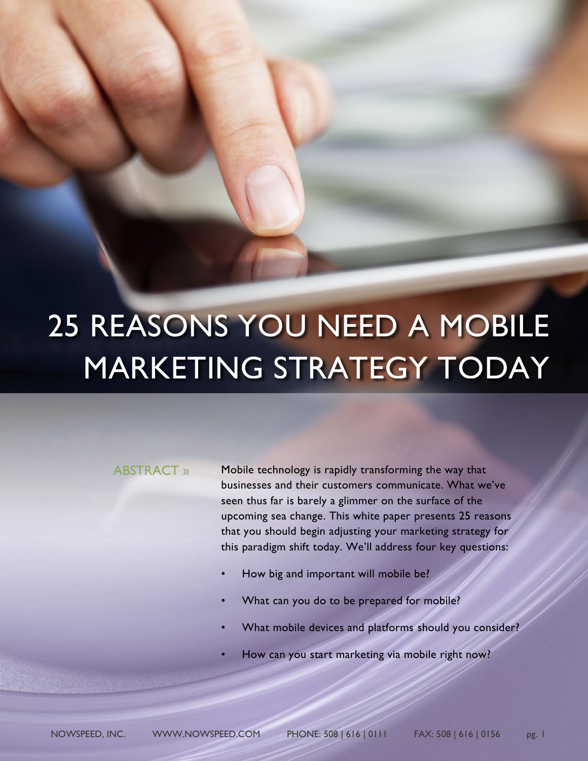# 25 REASONS YOU NEED A MOBILE MARKETING STRATEGY TODAY

ABSTRACT »

Mobile technology is rapidly transforming the way that businesses and their customers communicate. What we've seen thus far is barely a glimmer on the surface of the upcoming sea change. This white paper presents 25 reasons that you should begin adjusting your marketing strategy for this paradigm shift today. We'll address four key questions:

- How big and important will mobile be?
- What can you do to be prepared for mobile?
- What mobile devices and platforms should you consider?
- How can you start marketing via mobile right now?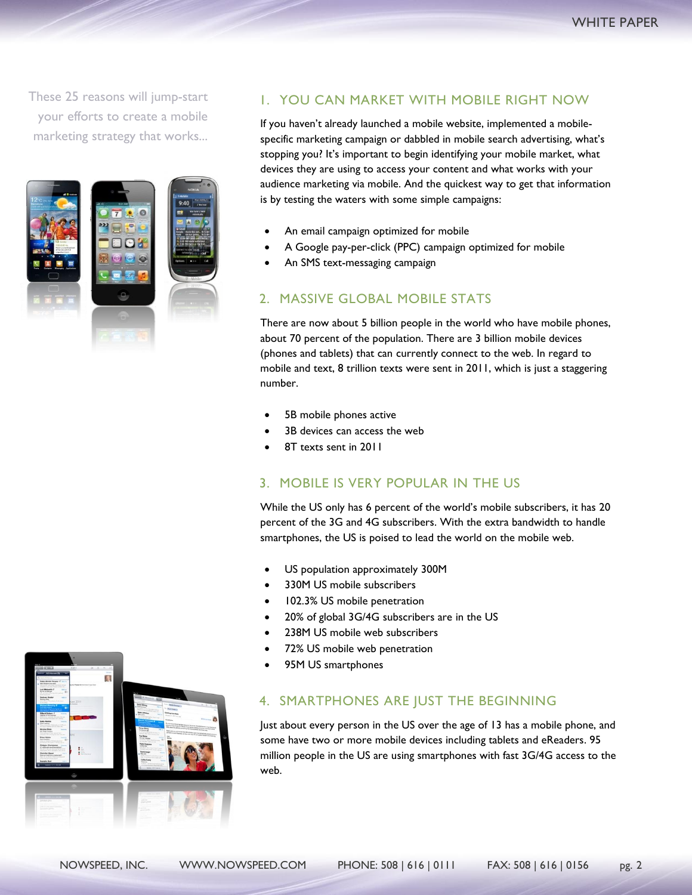These 25 reasons will jump-start your efforts to create a mobile marketing strategy that works...

## 1. YOU CAN MARKET WITH MOBILE RIGHT NOW

If you haven't already launched a mobile website, implemented a mobile-specific marketing campaign or dabbled in mobile search advertising, what's stopping you? It's important to begin identifying your mobile market, what devices they are using to access your content and what works with your audience marketing via mobile. And the quickest way to get that information is by testing the waters with some simple campaigns:

- An email campaign optimized for mobile
- A Google pay-per-click (PPC) campaign optimized for mobile
- An SMS text-messaging campaign

## 2. MASSIVE GLOBAL MOBILE STATS

There are now about 5 billion people in the world who have mobile phones, about 70 percent of the population. There are 3 billion mobile devices (phones and tablets) that can currently connect to the web. In regard to mobile and text, 8 trillion texts were sent in 2011, which is just a staggering number.

- 5B mobile phones active
- 3B devices can access the web
- 8T texts sent in 2011

## 3. MOBILE IS VERY POPULAR IN THE US

While the US only has 6 percent of the world's mobile subscribers, it has 20 percent of the 3G and 4G subscribers. With the extra bandwidth to handle smartphones, the US is poised to lead the world on the mobile web.

- US population approximately 300M
- 330M US mobile subscribers
- 102.3% US mobile penetration
- 20% of global 3G/4G subscribers are in the US
- 238M US mobile web subscribers
- 72% US mobile web penetration
- 95M US smartphones

## 4. SMARTPHONES ARE JUST THE BEGINNING

Just about every person in the US over the age of 13 has a mobile phone, and some have two or more mobile devices including tablets and eReaders. 95 million people in the US are using smartphones with fast 3G/4G access to the web.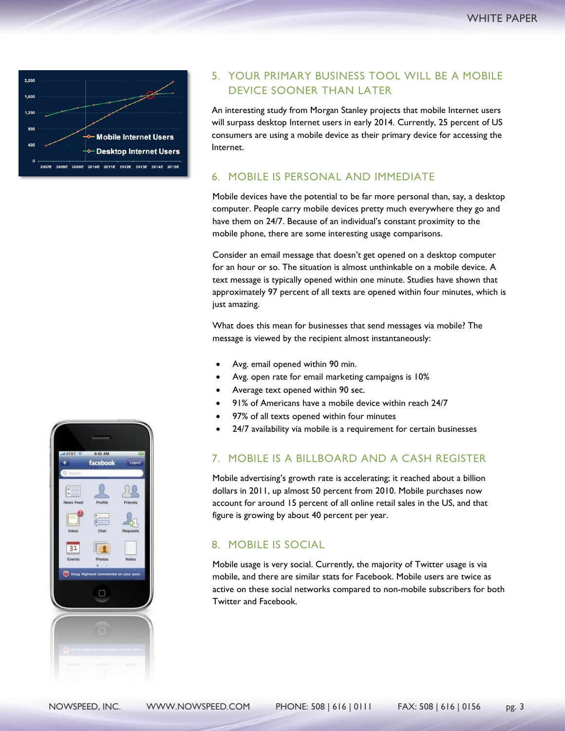## 5. YOUR PRIMARY BUSINESS TOOL WILL BE A MOBILE DEVICE SOONER THAN LATER

An interesting study from Morgan Stanley projects that mobile Internet users will surpass desktop Internet users in early 2014. Currently, 25 percent of US consumers are using a mobile device as their primary device for accessing the Internet.

## 6. MOBILE IS PERSONAL AND IMMEDIATE

Mobile devices have the potential to be far more personal than, say, a desktop computer. People carry mobile devices pretty much everywhere they go and have them on 24/7. Because of an individual's constant proximity to the mobile phone, there are some interesting usage comparisons.

Consider an email message that doesn't get opened on a desktop computer for an hour or so. The situation is almost unthinkable on a mobile device. A text message is typically opened within one minute. Studies have shown that approximately 97 percent of all texts are opened within four minutes, which is just amazing.

What does this mean for businesses that send messages via mobile? The message is viewed by the recipient almost instantaneously:

- Avg. email opened within 90 min.
- Avg. open rate for email marketing campaigns is 10%
- Average text opened within 90 sec.
- 91% of Americans have a mobile device within reach 24/7
- 97% of all texts opened within four minutes
- 24/7 availability via mobile is a requirement for certain businesses

## 7. MOBILE IS A BILLBOARD AND A CASH REGISTER

Mobile advertising's growth rate is accelerating; it reached about a billion dollars in 2011, up almost 50 percent from 2010. Mobile purchases now account for around 15 percent of all online retail sales in the US, and that figure is growing by about 40 percent per year.

## 8. MOBILE IS SOCIAL

Mobile usage is very social. Currently, the majority of Twitter usage is via mobile, and there are similar stats for Facebook. Mobile users are twice as active on these social networks compared to non-mobile subscribers for both Twitter and Facebook.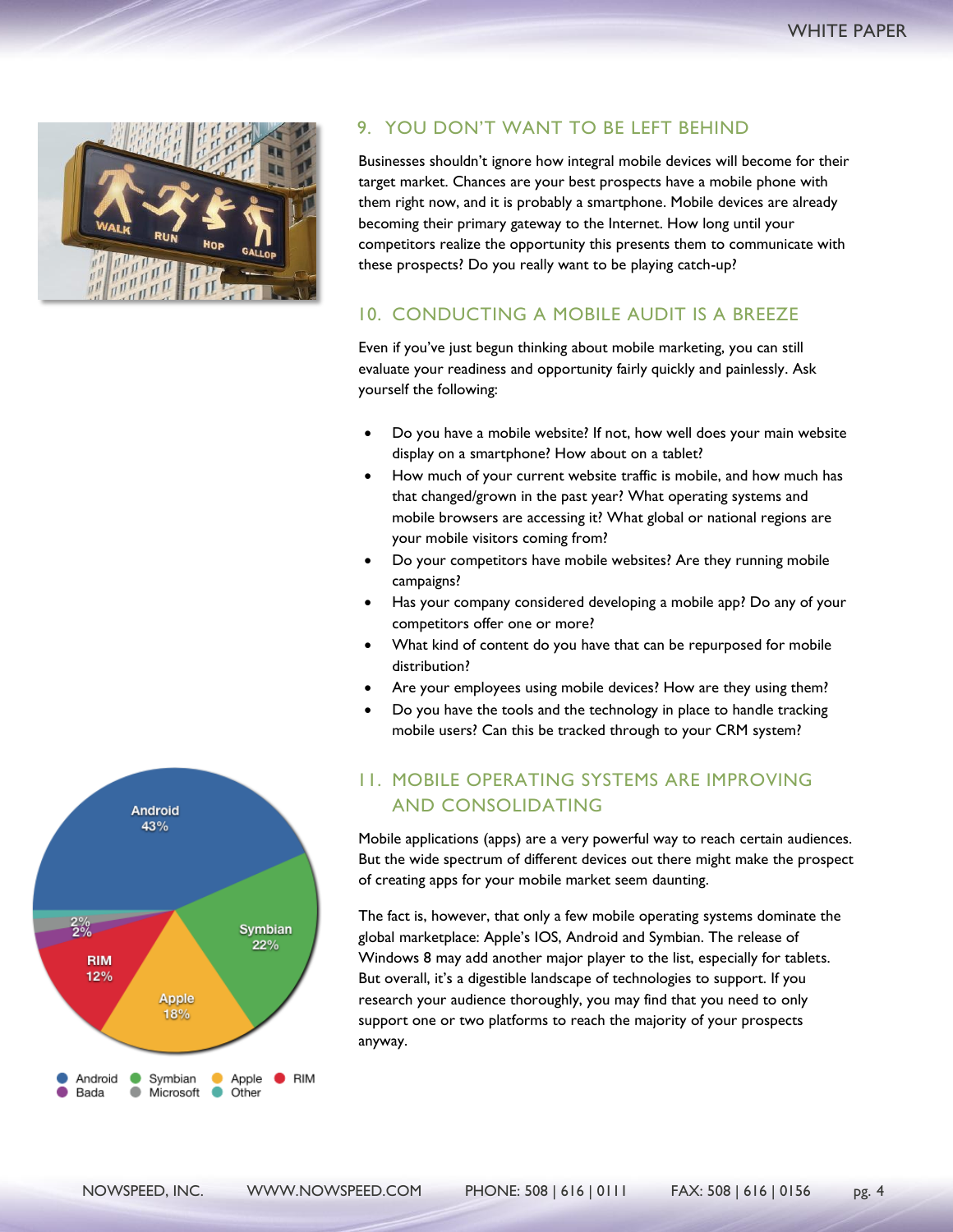## 9. YOU DON'T WANT TO BE LEFT BEHIND

Businesses shouldn't ignore how integral mobile devices will become for their target market. Chances are your best prospects have a mobile phone with them right now, and it is probably a smartphone. Mobile devices are already becoming their primary gateway to the Internet. How long until your competitors realize the opportunity this presents them to communicate with these prospects? Do you really want to be playing catch-up?

## 10. CONDUCTING A MOBILE AUDIT IS A BREEZE

Even if you've just begun thinking about mobile marketing, you can still evaluate your readiness and opportunity fairly quickly and painlessly. Ask yourself the following:

- Do you have a mobile website? If not, how well does your main website display on a smartphone? How about on a tablet?
- How much of your current website traffic is mobile, and how much has that changed/grown in the past year? What operating systems and mobile browsers are accessing it? What global or national regions are your mobile visitors coming from?
- Do your competitors have mobile websites? Are they running mobile campaigns?
- Has your company considered developing a mobile app? Do any of your competitors offer one or more?
- What kind of content do you have that can be repurposed for mobile distribution?
- Are your employees using mobile devices? How are they using them?
- Do you have the tools and the technology in place to handle tracking mobile users? Can this be tracked through to your CRM system?

## 11. MOBILE OPERATING SYSTEMS ARE IMPROVING AND CONSOLIDATING

Mobile applications (apps) are a very powerful way to reach certain audiences. But the wide spectrum of different devices out there might make the prospect of creating apps for your mobile market seem daunting.

The fact is, however, that only a few mobile operating systems dominate the global marketplace: Apple's IOS, Android and Symbian. The release of Windows 8 may add another major player to the list, especially for tablets. But overall, it's a digestible landscape of technologies to support. If you research your audience thoroughly, you may find that you need to only support one or two platforms to reach the majority of your prospects anyway.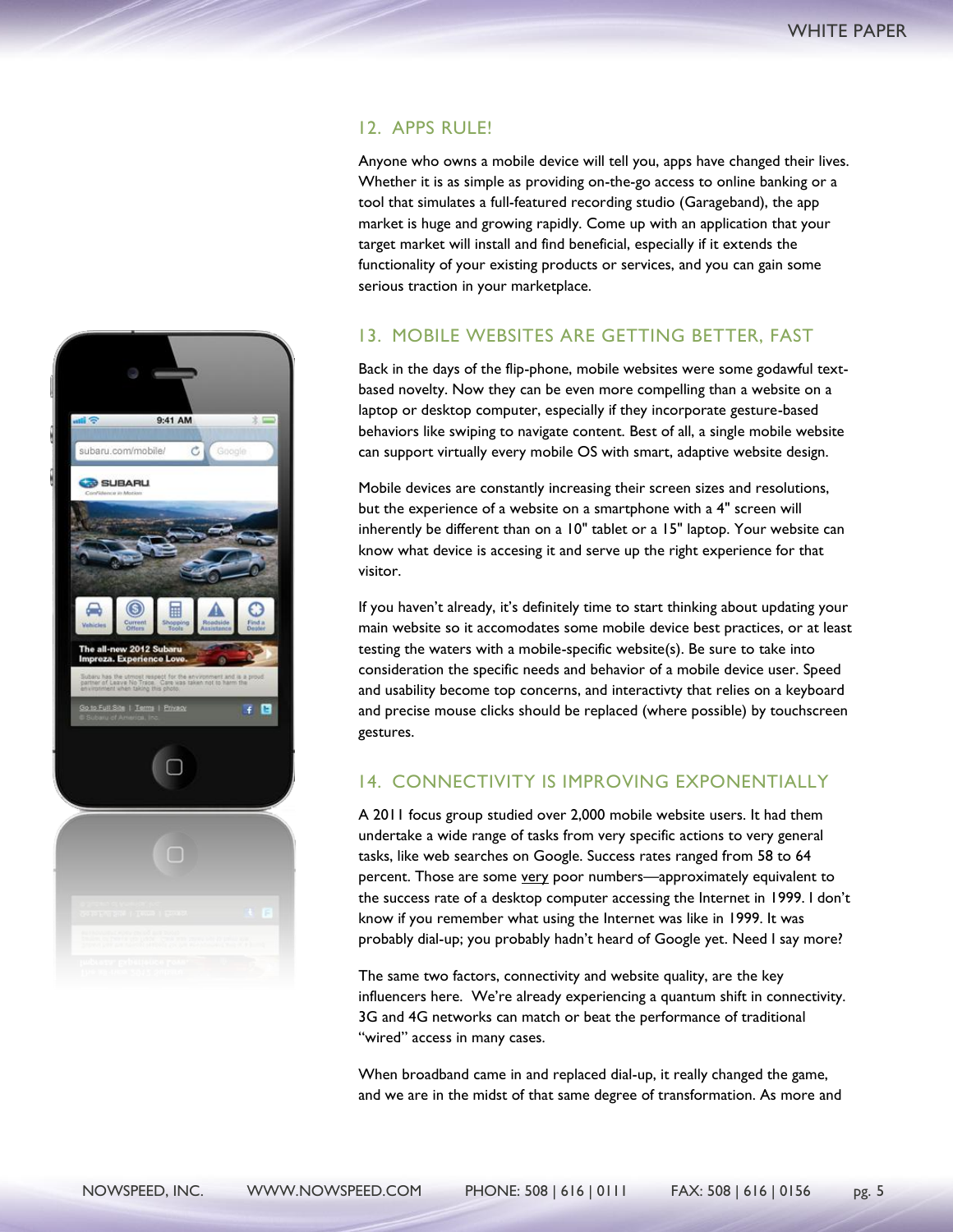## 12. APPS RULE!

Anyone who owns a mobile device will tell you, apps have changed their lives. Whether it is as simple as providing on-the-go access to online banking or a tool that simulates a full-featured recording studio (Garageband), the app market is huge and growing rapidly. Come up with an application that your target market will install and find beneficial, especially if it extends the functionality of your existing products or services, and you can gain some serious traction in your marketplace.

## 13. MOBILE WEBSITES ARE GETTING BETTER, FAST

Back in the days of the flip-phone, mobile websites were some godawful text-based novelty. Now they can be even more compelling than a website on a laptop or desktop computer, especially if they incorporate gesture-based behaviors like swiping to navigate content. Best of all, a single mobile website can support virtually every mobile OS with smart, adaptive website design.

Mobile devices are constantly increasing their screen sizes and resolutions, but the experience of a website on a smartphone with a 4" screen will inherently be different than on a 10" tablet or a 15" laptop. Your website can know what device is accesing it and serve up the right experience for that visitor.

If you haven't already, it's definitely time to start thinking about updating your main website so it accomodates some mobile device best practices, or at least testing the waters with a mobile-specific website(s). Be sure to take into consideration the specific needs and behavior of a mobile device user. Speed and usability become top concerns, and interactivty that relies on a keyboard and precise mouse clicks should be replaced (where possible) by touchscreen gestures.

## 14. CONNECTIVITY IS IMPROVING EXPONENTIALLY

A 2011 focus group studied over 2,000 mobile website users. It had them undertake a wide range of tasks from very specific actions to very general tasks, like web searches on Google. Success rates ranged from 58 to 64 percent. Those are some very poor numbers—approximately equivalent to the success rate of a desktop computer accessing the Internet in 1999. I don't know if you remember what using the Internet was like in 1999. It was probably dial-up; you probably hadn't heard of Google yet. Need I say more?

The same two factors, connectivity and website quality, are the key influencers here. We're already experiencing a quantum shift in connectivity. 3G and 4G networks can match or beat the performance of traditional "wired" access in many cases.

When broadband came in and replaced dial-up, it really changed the game, and we are in the midst of that same degree of transformation. As more and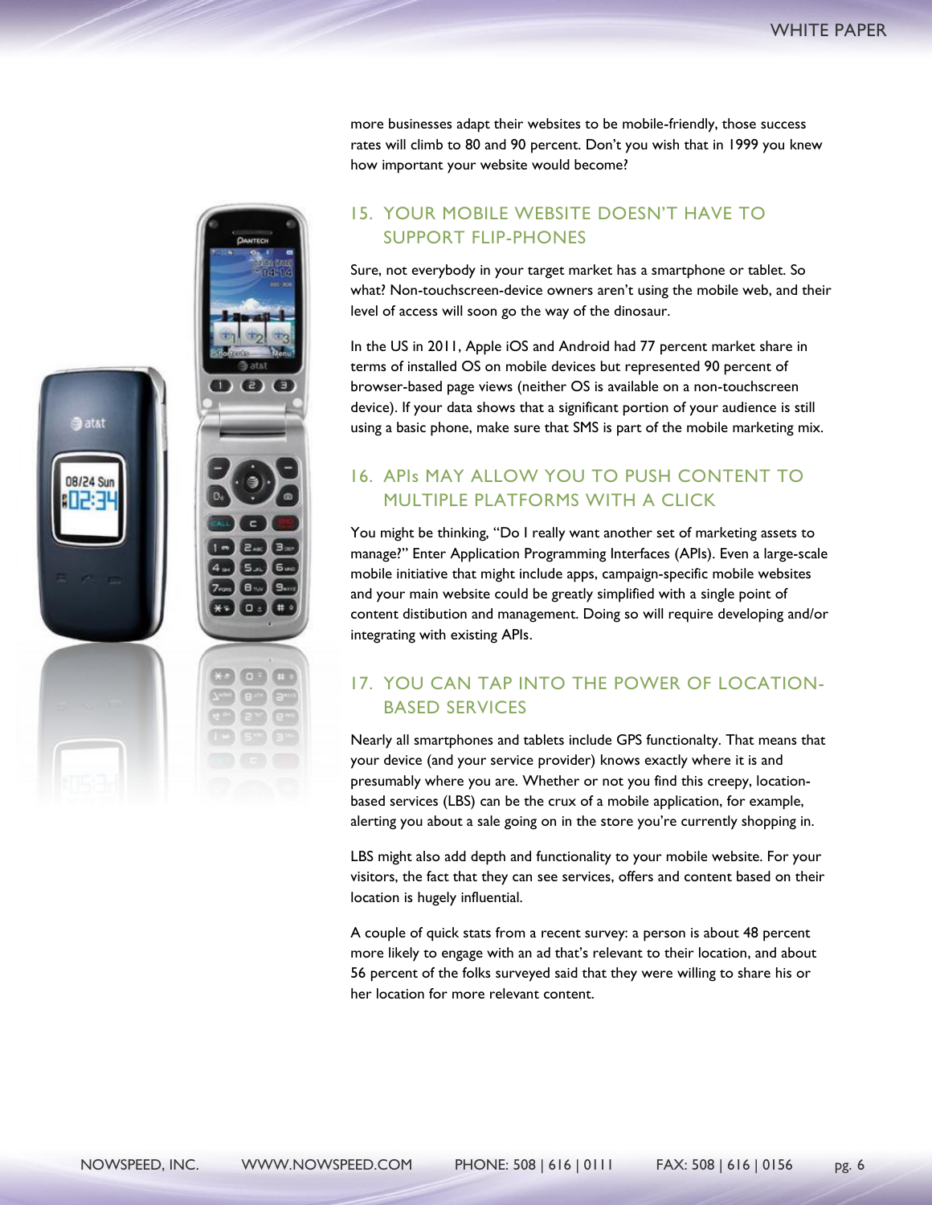more businesses adapt their websites to be mobile-friendly, those success rates will climb to 80 and 90 percent. Don't you wish that in 1999 you knew how important your website would become?

## 15. YOUR MOBILE WEBSITE DOESN'T HAVE TO SUPPORT FLIP-PHONES

Sure, not everybody in your target market has a smartphone or tablet. So what? Non-touchscreen-device owners aren't using the mobile web, and their level of access will soon go the way of the dinosaur.

In the US in 2011, Apple iOS and Android had 77 percent market share in terms of installed OS on mobile devices but represented 90 percent of browser-based page views (neither OS is available on a non-touchscreen device). If your data shows that a significant portion of your audience is still using a basic phone, make sure that SMS is part of the mobile marketing mix.

## 16. APIs MAY ALLOW YOU TO PUSH CONTENT TO MULTIPLE PLATFORMS WITH A CLICK

You might be thinking, "Do I really want another set of marketing assets to manage?" Enter Application Programming Interfaces (APIs). Even a large-scale mobile initiative that might include apps, campaign-specific mobile websites and your main website could be greatly simplified with a single point of content distibution and management. Doing so will require developing and/or integrating with existing APIs.

## 17. YOU CAN TAP INTO THE POWER OF LOCATION-BASED SERVICES

Nearly all smartphones and tablets include GPS functionalty. That means that your device (and your service provider) knows exactly where it is and presumably where you are. Whether or not you find this creepy, location-based services (LBS) can be the crux of a mobile application, for example, alerting you about a sale going on in the store you're currently shopping in.

LBS might also add depth and functionality to your mobile website. For your visitors, the fact that they can see services, offers and content based on their location is hugely influential.

A couple of quick stats from a recent survey: a person is about 48 percent more likely to engage with an ad that's relevant to their location, and about 56 percent of the folks surveyed said that they were willing to share his or her location for more relevant content.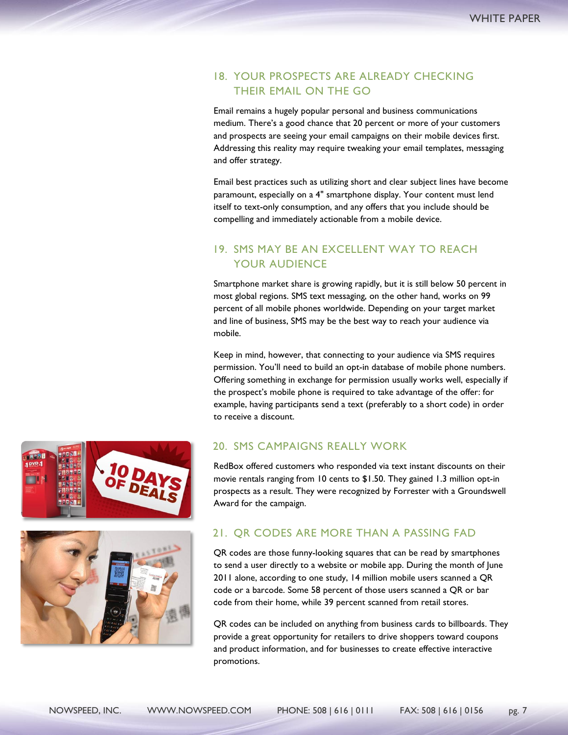## 18. YOUR PROSPECTS ARE ALREADY CHECKING THEIR EMAIL ON THE GO

Email remains a hugely popular personal and business communications medium. There's a good chance that 20 percent or more of your customers and prospects are seeing your email campaigns on their mobile devices first. Addressing this reality may require tweaking your email templates, messaging and offer strategy.

Email best practices such as utilizing short and clear subject lines have become paramount, especially on a 4" smartphone display. Your content must lend itself to text-only consumption, and any offers that you include should be compelling and immediately actionable from a mobile device.

## 19. SMS MAY BE AN EXCELLENT WAY TO REACH YOUR AUDIENCE

Smartphone market share is growing rapidly, but it is still below 50 percent in most global regions. SMS text messaging, on the other hand, works on 99 percent of all mobile phones worldwide. Depending on your target market and line of business, SMS may be the best way to reach your audience via mobile.

Keep in mind, however, that connecting to your audience via SMS requires permission. You'll need to build an opt-in database of mobile phone numbers. Offering something in exchange for permission usually works well, especially if the prospect's mobile phone is required to take advantage of the offer: for example, having participants send a text (preferably to a short code) in order to receive a discount.

## 20. SMS CAMPAIGNS REALLY WORK

RedBox offered customers who responded via text instant discounts on their movie rentals ranging from 10 cents to $1.50. They gained 1.3 million opt-in prospects as a result. They were recognized by Forrester with a Groundswell Award for the campaign.

## 21. QR CODES ARE MORE THAN A PASSING FAD

QR codes are those funny-looking squares that can be read by smartphones to send a user directly to a website or mobile app. During the month of June 2011 alone, according to one study, 14 million mobile users scanned a QR code or a barcode. Some 58 percent of those users scanned a QR or bar code from their home, while 39 percent scanned from retail stores.

QR codes can be included on anything from business cards to billboards. They provide a great opportunity for retailers to drive shoppers toward coupons and product information, and for businesses to create effective interactive promotions.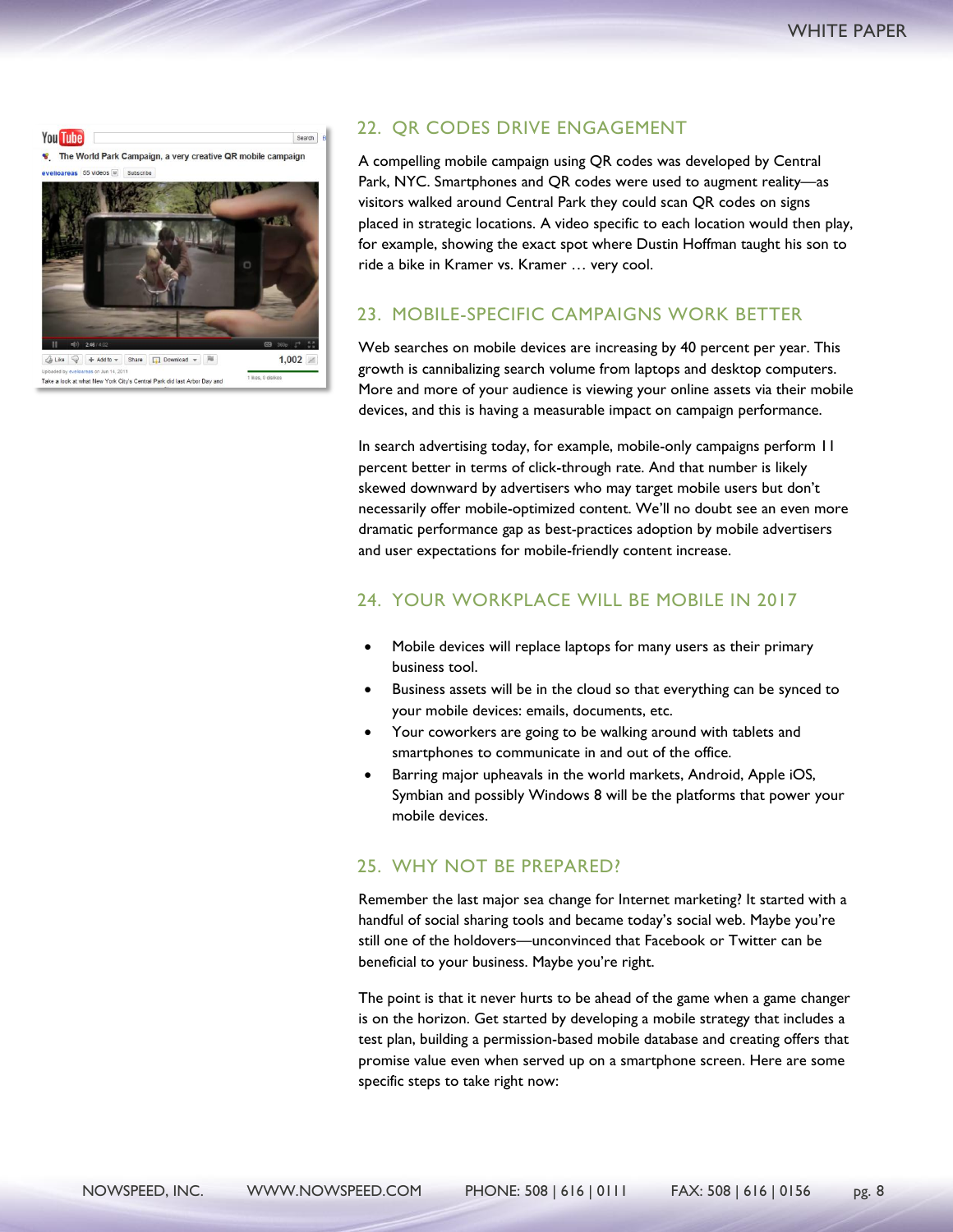## 22. QR CODES DRIVE ENGAGEMENT

A compelling mobile campaign using QR codes was developed by Central Park, NYC. Smartphones and QR codes were used to augment reality—as visitors walked around Central Park they could scan QR codes on signs placed in strategic locations. A video specific to each location would then play, for example, showing the exact spot where Dustin Hoffman taught his son to ride a bike in Kramer vs. Kramer … very cool.

## 23. MOBILE-SPECIFIC CAMPAIGNS WORK BETTER

Web searches on mobile devices are increasing by 40 percent per year. This growth is cannibalizing search volume from laptops and desktop computers. More and more of your audience is viewing your online assets via their mobile devices, and this is having a measurable impact on campaign performance.

In search advertising today, for example, mobile-only campaigns perform 11 percent better in terms of click-through rate. And that number is likely skewed downward by advertisers who may target mobile users but don't necessarily offer mobile-optimized content. We'll no doubt see an even more dramatic performance gap as best-practices adoption by mobile advertisers and user expectations for mobile-friendly content increase.

## 24. YOUR WORKPLACE WILL BE MOBILE IN 2017

- Mobile devices will replace laptops for many users as their primary business tool.
- Business assets will be in the cloud so that everything can be synced to your mobile devices: emails, documents, etc.
- Your coworkers are going to be walking around with tablets and smartphones to communicate in and out of the office.
- Barring major upheavals in the world markets, Android, Apple iOS, Symbian and possibly Windows 8 will be the platforms that power your mobile devices.

## 25. WHY NOT BE PREPARED?

Remember the last major sea change for Internet marketing? It started with a handful of social sharing tools and became today's social web. Maybe you're still one of the holdovers—unconvinced that Facebook or Twitter can be beneficial to your business. Maybe you're right.

The point is that it never hurts to be ahead of the game when a game changer is on the horizon. Get started by developing a mobile strategy that includes a test plan, building a permission-based mobile database and creating offers that promise value even when served up on a smartphone screen. Here are some specific steps to take right now: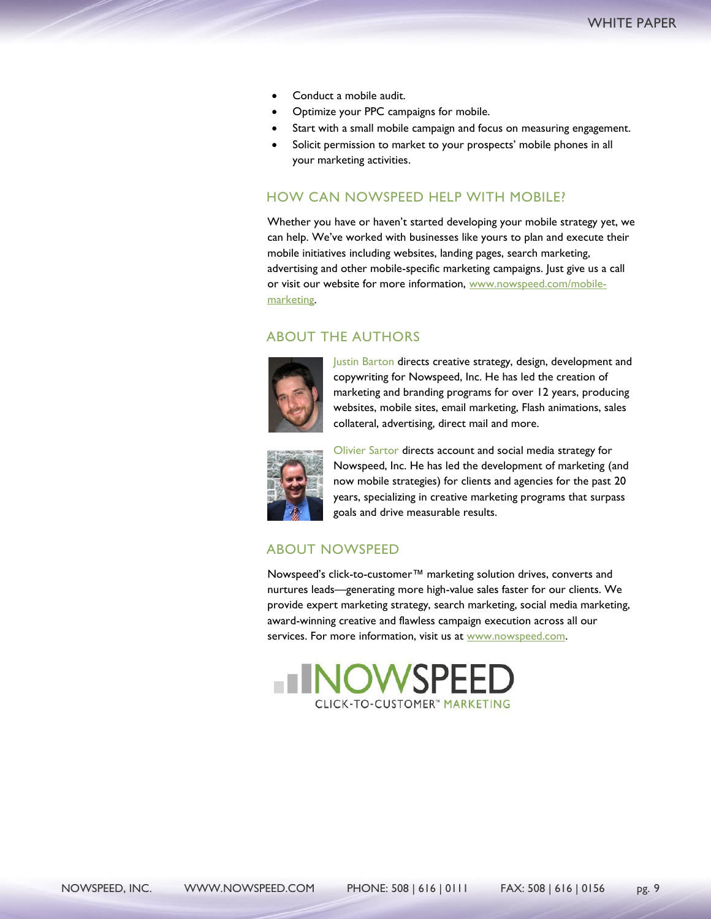- Conduct a mobile audit.
- Optimize your PPC campaigns for mobile.
- Start with a small mobile campaign and focus on measuring engagement.
- Solicit permission to market to your prospects' mobile phones in all your marketing activities.

## HOW CAN NOWSPEED HELP WITH MOBILE?

Whether you have or haven't started developing your mobile strategy yet, we can help. We've worked with businesses like yours to plan and execute their mobile initiatives including websites, landing pages, search marketing, advertising and other mobile-specific marketing campaigns. Just give us a call or visit our website for more information, www.nowspeed.com/mobile-marketing.

## ABOUT THE AUTHORS

Justin Barton directs creative strategy, design, development and copywriting for Nowspeed, Inc. He has led the creation of marketing and branding programs for over 12 years, producing websites, mobile sites, email marketing, Flash animations, sales collateral, advertising, direct mail and more.

Olivier Sartor directs account and social media strategy for Nowspeed, Inc. He has led the development of marketing (and now mobile strategies) for clients and agencies for the past 20 years, specializing in creative marketing programs that surpass goals and drive measurable results.

## ABOUT NOWSPEED

Nowspeed's click-to-customer™ marketing solution drives, converts and nurtures leads—generating more high-value sales faster for our clients. We provide expert marketing strategy, search marketing, social media marketing, award-winning creative and flawless campaign execution across all our services. For more information, visit us at www.nowspeed.com.

NOWSPEED
CLICK-TO-CUSTOMER™ MARKETING